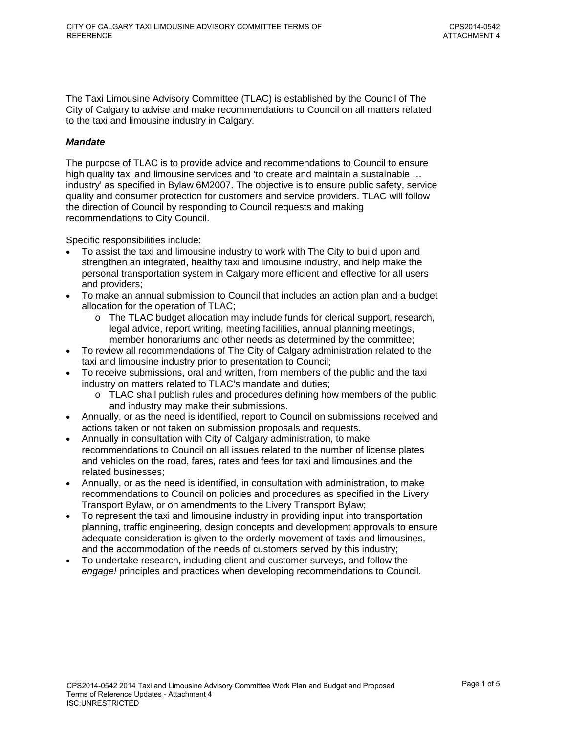The Taxi Limousine Advisory Committee (TLAC) is established by the Council of The City of Calgary to advise and make recommendations to Council on all matters related to the taxi and limousine industry in Calgary.

***Mandate***

The purpose of TLAC is to provide advice and recommendations to Council to ensure high quality taxi and limousine services and 'to create and maintain a sustainable … industry' as specified in Bylaw 6M2007. The objective is to ensure public safety, service quality and consumer protection for customers and service providers. TLAC will follow the direction of Council by responding to Council requests and making recommendations to City Council.

Specific responsibilities include:

- To assist the taxi and limousine industry to work with The City to build upon and strengthen an integrated, healthy taxi and limousine industry, and help make the personal transportation system in Calgary more efficient and effective for all users and providers;
- To make an annual submission to Council that includes an action plan and a budget allocation for the operation of TLAC;
  - The TLAC budget allocation may include funds for clerical support, research, legal advice, report writing, meeting facilities, annual planning meetings, member honorariums and other needs as determined by the committee;
- To review all recommendations of The City of Calgary administration related to the taxi and limousine industry prior to presentation to Council;
- To receive submissions, oral and written, from members of the public and the taxi industry on matters related to TLAC's mandate and duties;
  - TLAC shall publish rules and procedures defining how members of the public and industry may make their submissions.
- Annually, or as the need is identified, report to Council on submissions received and actions taken or not taken on submission proposals and requests.
- Annually in consultation with City of Calgary administration, to make recommendations to Council on all issues related to the number of license plates and vehicles on the road, fares, rates and fees for taxi and limousines and the related businesses;
- Annually, or as the need is identified, in consultation with administration, to make recommendations to Council on policies and procedures as specified in the Livery Transport Bylaw, or on amendments to the Livery Transport Bylaw;
- To represent the taxi and limousine industry in providing input into transportation planning, traffic engineering, design concepts and development approvals to ensure adequate consideration is given to the orderly movement of taxis and limousines, and the accommodation of the needs of customers served by this industry;
- To undertake research, including client and customer surveys, and follow the *engage!* principles and practices when developing recommendations to Council.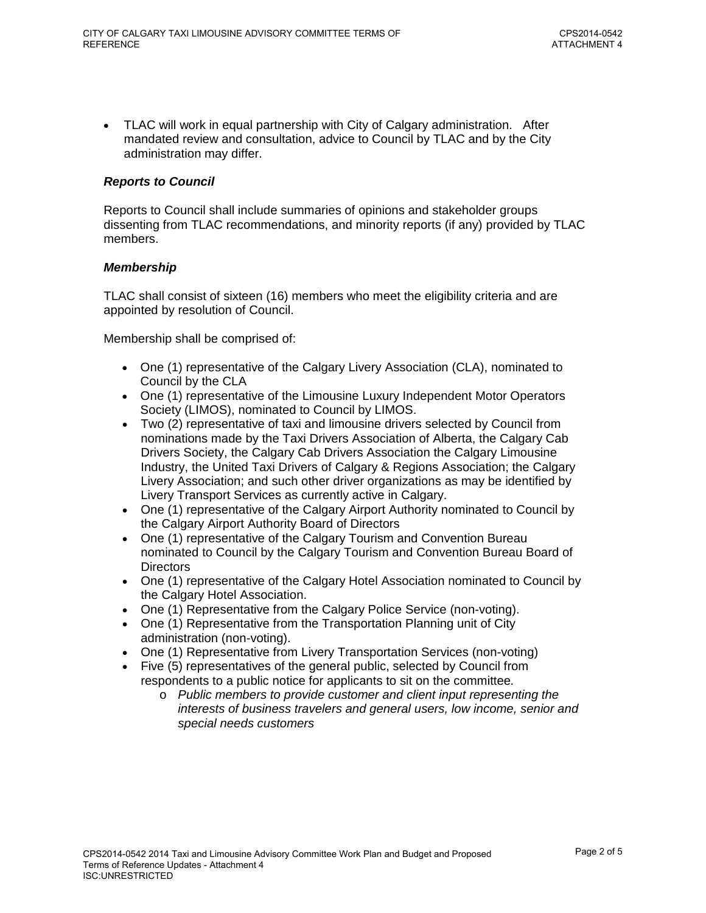- TLAC will work in equal partnership with City of Calgary administration. After mandated review and consultation, advice to Council by TLAC and by the City administration may differ.

***Reports to Council***

Reports to Council shall include summaries of opinions and stakeholder groups dissenting from TLAC recommendations, and minority reports (if any) provided by TLAC members.

***Membership***

TLAC shall consist of sixteen (16) members who meet the eligibility criteria and are appointed by resolution of Council.

Membership shall be comprised of:

- One (1) representative of the Calgary Livery Association (CLA), nominated to Council by the CLA
- One (1) representative of the Limousine Luxury Independent Motor Operators Society (LIMOS), nominated to Council by LIMOS.
- Two (2) representative of taxi and limousine drivers selected by Council from nominations made by the Taxi Drivers Association of Alberta, the Calgary Cab Drivers Society, the Calgary Cab Drivers Association the Calgary Limousine Industry, the United Taxi Drivers of Calgary & Regions Association; the Calgary Livery Association; and such other driver organizations as may be identified by Livery Transport Services as currently active in Calgary.
- One (1) representative of the Calgary Airport Authority nominated to Council by the Calgary Airport Authority Board of Directors
- One (1) representative of the Calgary Tourism and Convention Bureau nominated to Council by the Calgary Tourism and Convention Bureau Board of Directors
- One (1) representative of the Calgary Hotel Association nominated to Council by the Calgary Hotel Association.
- One (1) Representative from the Calgary Police Service (non-voting).
- One (1) Representative from the Transportation Planning unit of City administration (non-voting).
- One (1) Representative from Livery Transportation Services (non-voting)
- Five (5) representatives of the general public, selected by Council from respondents to a public notice for applicants to sit on the committee.
    - *Public members to provide customer and client input representing the interests of business travelers and general users, low income, senior and special needs customers*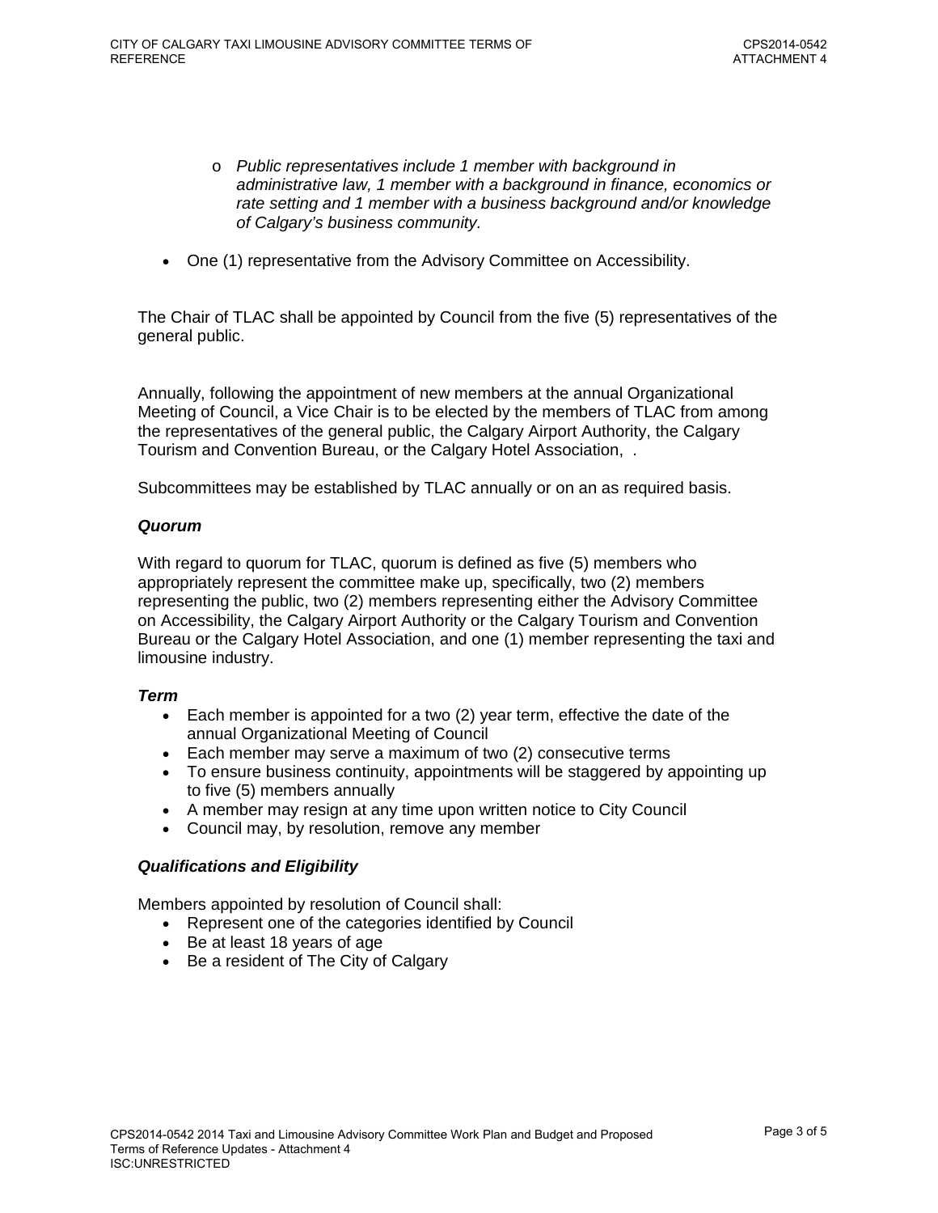- *Public representatives include 1 member with background in administrative law, 1 member with a background in finance, economics or rate setting and 1 member with a business background and/or knowledge of Calgary's business community.*

- One (1) representative from the Advisory Committee on Accessibility.

The Chair of TLAC shall be appointed by Council from the five (5) representatives of the general public.

Annually, following the appointment of new members at the annual Organizational Meeting of Council, a Vice Chair is to be elected by the members of TLAC from among the representatives of the general public, the Calgary Airport Authority, the Calgary Tourism and Convention Bureau, or the Calgary Hotel Association, .

Subcommittees may be established by TLAC annually or on an as required basis.

### *Quorum*

With regard to quorum for TLAC, quorum is defined as five (5) members who appropriately represent the committee make up, specifically, two (2) members representing the public, two (2) members representing either the Advisory Committee on Accessibility, the Calgary Airport Authority or the Calgary Tourism and Convention Bureau or the Calgary Hotel Association, and one (1) member representing the taxi and limousine industry.

### *Term*

- Each member is appointed for a two (2) year term, effective the date of the annual Organizational Meeting of Council
- Each member may serve a maximum of two (2) consecutive terms
- To ensure business continuity, appointments will be staggered by appointing up to five (5) members annually
- A member may resign at any time upon written notice to City Council
- Council may, by resolution, remove any member

### *Qualifications and Eligibility*

Members appointed by resolution of Council shall:

- Represent one of the categories identified by Council
- Be at least 18 years of age
- Be a resident of The City of Calgary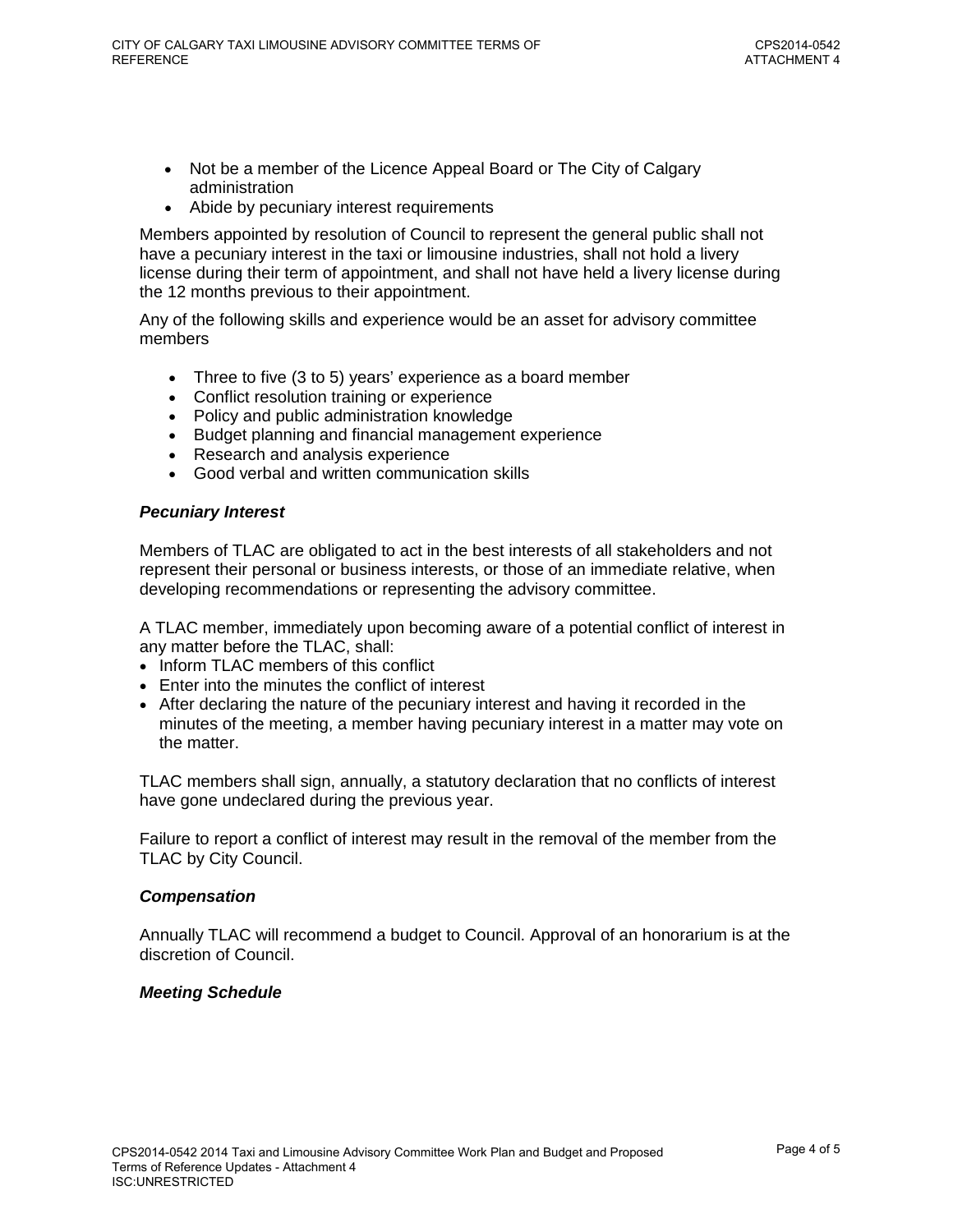- Not be a member of the Licence Appeal Board or The City of Calgary administration
- Abide by pecuniary interest requirements

Members appointed by resolution of Council to represent the general public shall not have a pecuniary interest in the taxi or limousine industries, shall not hold a livery license during their term of appointment, and shall not have held a livery license during the 12 months previous to their appointment.

Any of the following skills and experience would be an asset for advisory committee members

- Three to five (3 to 5) years' experience as a board member
- Conflict resolution training or experience
- Policy and public administration knowledge
- Budget planning and financial management experience
- Research and analysis experience
- Good verbal and written communication skills

***Pecuniary Interest***

Members of TLAC are obligated to act in the best interests of all stakeholders and not represent their personal or business interests, or those of an immediate relative, when developing recommendations or representing the advisory committee.

A TLAC member, immediately upon becoming aware of a potential conflict of interest in any matter before the TLAC, shall:

- Inform TLAC members of this conflict
- Enter into the minutes the conflict of interest
- After declaring the nature of the pecuniary interest and having it recorded in the minutes of the meeting, a member having pecuniary interest in a matter may vote on the matter.

TLAC members shall sign, annually, a statutory declaration that no conflicts of interest have gone undeclared during the previous year.

Failure to report a conflict of interest may result in the removal of the member from the TLAC by City Council.

***Compensation***

Annually TLAC will recommend a budget to Council. Approval of an honorarium is at the discretion of Council.

***Meeting Schedule***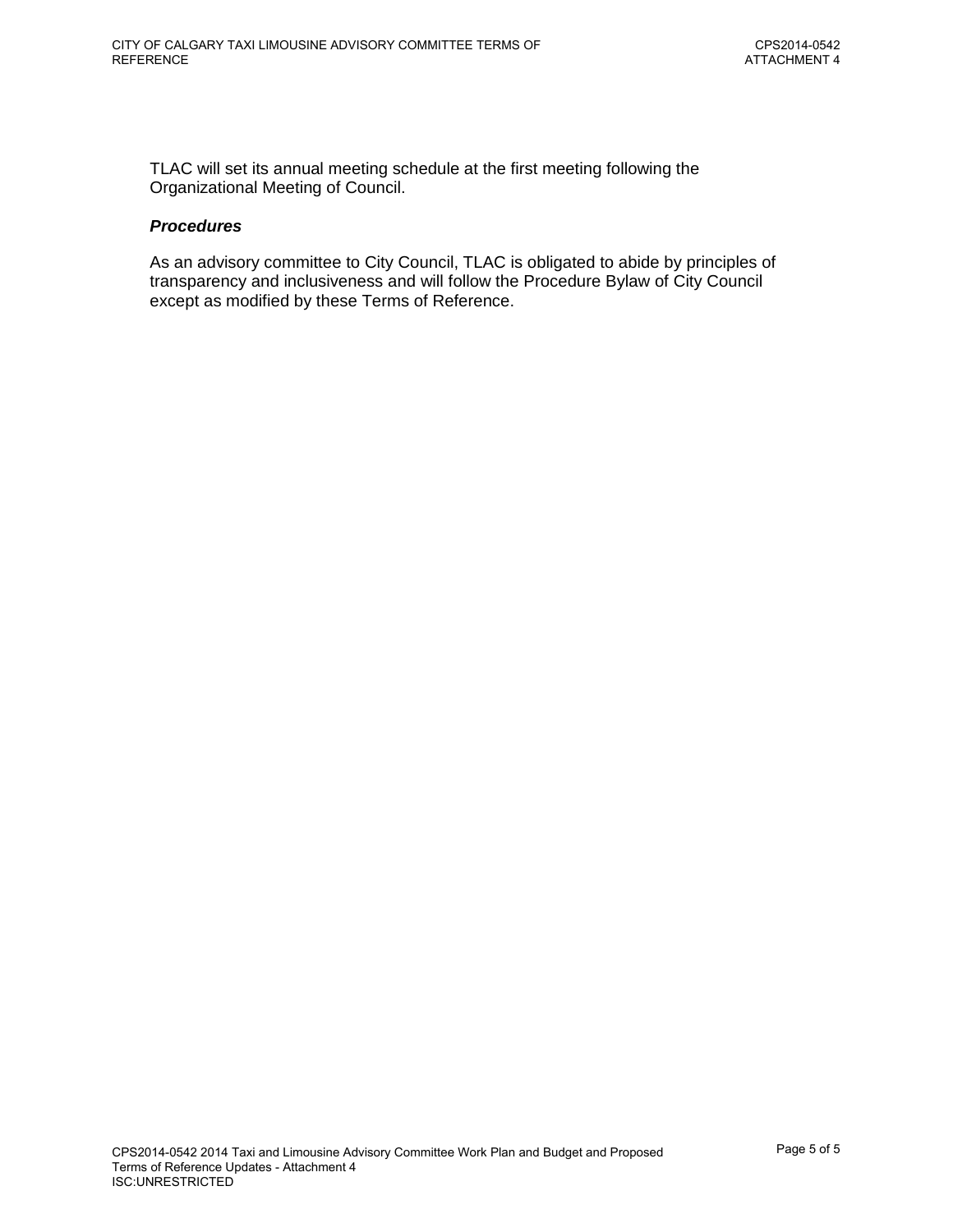TLAC will set its annual meeting schedule at the first meeting following the Organizational Meeting of Council.

### *Procedures*

As an advisory committee to City Council, TLAC is obligated to abide by principles of transparency and inclusiveness and will follow the Procedure Bylaw of City Council except as modified by these Terms of Reference.